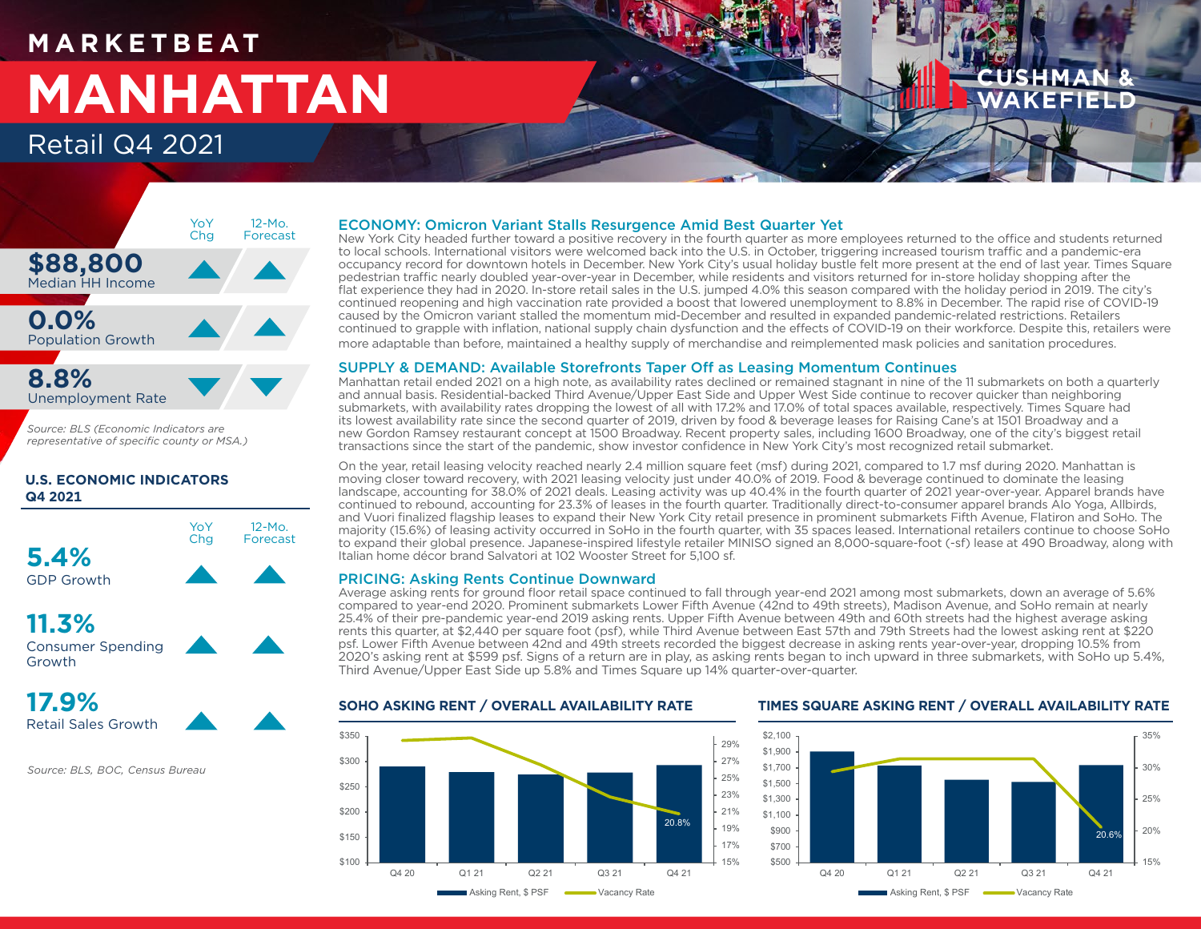# MARKETBEAT

# MANHATTAN

## Retail Q4 2021

| | YoY Chg | 12-Mo. Forecast |
|---|---|---|
| **$88,800** Median HH Income | ▲ | ▲ |
| **0.0%** Population Growth | ▲ | ▲ |
| **8.8%** Unemployment Rate | ▼ | ▼ |

*Source: BLS (Economic Indicators are representative of specific county or MSA.)*

### U.S. ECONOMIC INDICATORS Q4 2021

| | YoY Chg | 12-Mo. Forecast |
|---|---|---|
| **5.4%** GDP Growth | ▲ | ▲ |
| **11.3%** Consumer Spending Growth | ▲ | ▲ |
| **17.9%** Retail Sales Growth | ▲ | ▲ |

*Source: BLS, BOC, Census Bureau*

### ECONOMY: Omicron Variant Stalls Resurgence Amid Best Quarter Yet

New York City headed further toward a positive recovery in the fourth quarter as more employees returned to the office and students returned to local schools. International visitors were welcomed back into the U.S. in October, triggering increased tourism traffic and a pandemic-era occupancy record for downtown hotels in December. New York City's usual holiday bustle felt more present at the end of last year. Times Square pedestrian traffic nearly doubled year-over-year in December, while residents and visitors returned for in-store holiday shopping after the flat experience they had in 2020. In-store retail sales in the U.S. jumped 4.0% this season compared with the holiday period in 2019. The city's continued reopening and high vaccination rate provided a boost that lowered unemployment to 8.8% in December. The rapid rise of COVID-19 caused by the Omicron variant stalled the momentum mid-December and resulted in expanded pandemic-related restrictions. Retailers continued to grapple with inflation, national supply chain dysfunction and the effects of COVID-19 on their workforce. Despite this, retailers were more adaptable than before, maintained a healthy supply of merchandise and reimplemented mask policies and sanitation procedures.

### SUPPLY & DEMAND: Available Storefronts Taper Off as Leasing Momentum Continues

Manhattan retail ended 2021 on a high note, as availability rates declined or remained stagnant in nine of the 11 submarkets on both a quarterly and annual basis. Residential-backed Third Avenue/Upper East Side and Upper West Side continue to recover quicker than neighboring submarkets, with availability rates dropping the lowest of all with 17.2% and 17.0% of total spaces available, respectively. Times Square had its lowest availability rate since the second quarter of 2019, driven by food & beverage leases for Raising Cane's at 1501 Broadway and a new Gordon Ramsey restaurant concept at 1500 Broadway. Recent property sales, including 1600 Broadway, one of the city's biggest retail transactions since the start of the pandemic, show investor confidence in New York City's most recognized retail submarket.

On the year, retail leasing velocity reached nearly 2.4 million square feet (msf) during 2021, compared to 1.7 msf during 2020. Manhattan is moving closer toward recovery, with 2021 leasing velocity just under 40.0% of 2019. Food & beverage continued to dominate the leasing landscape, accounting for 38.0% of 2021 deals. Leasing activity was up 40.4% in the fourth quarter of 2021 year-over-year. Apparel brands have continued to rebound, accounting for 23.3% of leases in the fourth quarter. Traditionally direct-to-consumer apparel brands Alo Yoga, Allbirds, and Vuori finalized flagship leases to expand their New York City retail presence in prominent submarkets Fifth Avenue, Flatiron and SoHo. The majority (15.6%) of leasing activity occurred in SoHo in the fourth quarter, with 35 spaces leased. International retailers continue to choose SoHo to expand their global presence. Japanese-inspired lifestyle retailer MINISO signed an 8,000-square-foot (-sf) lease at 490 Broadway, along with Italian home décor brand Salvatori at 102 Wooster Street for 5,100 sf.

### PRICING: Asking Rents Continue Downward

Average asking rents for ground floor retail space continued to fall through year-end 2021 among most submarkets, down an average of 5.6% compared to year-end 2020. Prominent submarkets Lower Fifth Avenue (42nd to 49th streets), Madison Avenue, and SoHo remain at nearly 25.4% of their pre-pandemic year-end 2019 asking rents. Upper Fifth Avenue between 49th and 60th streets had the highest average asking rents this quarter, at $2,440 per square foot (psf), while Third Avenue between East 57th and 79th Streets had the lowest asking rent at $220 psf. Lower Fifth Avenue between 42nd and 49th streets recorded the biggest decrease in asking rents year-over-year, dropping 10.5% from 2020's asking rent at $599 psf. Signs of a return are in play, as asking rents began to inch upward in three submarkets, with SoHo up 5.4%, Third Avenue/Upper East Side up 5.8% and Times Square up 14% quarter-over-quarter.

### SOHO ASKING RENT / OVERALL AVAILABILITY RATE

Legend: Asking Rent, $ PSF; Vacancy Rate. Q4 21 vacancy rate: 20.8%. Periods: Q4 20, Q1 21, Q2 21, Q3 21, Q4 21.

### TIMES SQUARE ASKING RENT / OVERALL AVAILABILITY RATE

Legend: Asking Rent, $ PSF; Vacancy Rate. Q4 21 vacancy rate: 20.6%. Periods: Q4 20, Q1 21, Q2 21, Q3 21, Q4 21.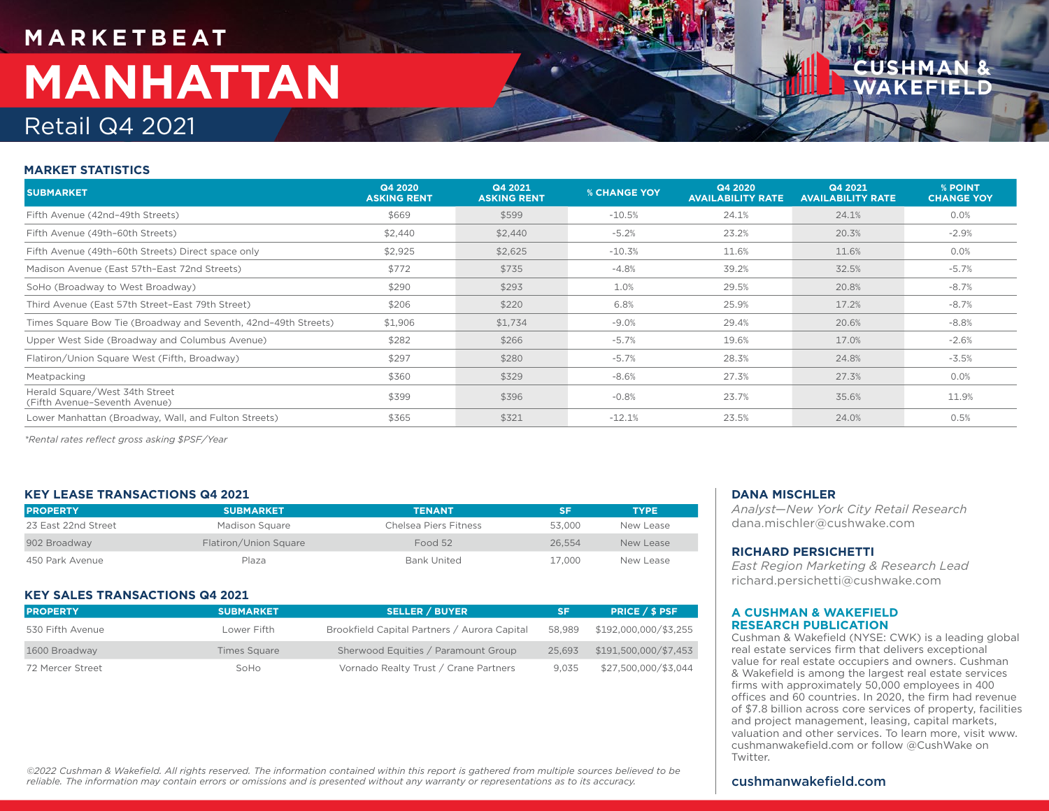# MARKETBEAT

# MANHATTAN

## Retail Q4 2021

CUSHMAN & WAKEFIELD

### MARKET STATISTICS

| SUBMARKET | Q4 2020 ASKING RENT | Q4 2021 ASKING RENT | % CHANGE YOY | Q4 2020 AVAILABILITY RATE | Q4 2021 AVAILABILITY RATE | % POINT CHANGE YOY |
|---|---|---|---|---|---|---|
| Fifth Avenue (42nd–49th Streets) | $669 | $599 | -10.5% | 24.1% | 24.1% | 0.0% |
| Fifth Avenue (49th–60th Streets) | $2,440 | $2,440 | -5.2% | 23.2% | 20.3% | -2.9% |
| Fifth Avenue (49th–60th Streets) Direct space only | $2,925 | $2,625 | -10.3% | 11.6% | 11.6% | 0.0% |
| Madison Avenue (East 57th–East 72nd Streets) | $772 | $735 | -4.8% | 39.2% | 32.5% | -5.7% |
| SoHo (Broadway to West Broadway) | $290 | $293 | 1.0% | 29.5% | 20.8% | -8.7% |
| Third Avenue (East 57th Street–East 79th Street) | $206 | $220 | 6.8% | 25.9% | 17.2% | -8.7% |
| Times Square Bow Tie (Broadway and Seventh, 42nd–49th Streets) | $1,906 | $1,734 | -9.0% | 29.4% | 20.6% | -8.8% |
| Upper West Side (Broadway and Columbus Avenue) | $282 | $266 | -5.7% | 19.6% | 17.0% | -2.6% |
| Flatiron/Union Square West (Fifth, Broadway) | $297 | $280 | -5.7% | 28.3% | 24.8% | -3.5% |
| Meatpacking | $360 | $329 | -8.6% | 27.3% | 27.3% | 0.0% |
| Herald Square/West 34th Street (Fifth Avenue–Seventh Avenue) | $399 | $396 | -0.8% | 23.7% | 35.6% | 11.9% |
| Lower Manhattan (Broadway, Wall, and Fulton Streets) | $365 | $321 | -12.1% | 23.5% | 24.0% | 0.5% |

*Rental rates reflect gross asking $PSF/Year*

### KEY LEASE TRANSACTIONS Q4 2021

| PROPERTY | SUBMARKET | TENANT | SF | TYPE |
|---|---|---|---|---|
| 23 East 22nd Street | Madison Square | Chelsea Piers Fitness | 53,000 | New Lease |
| 902 Broadway | Flatiron/Union Square | Food 52 | 26,554 | New Lease |
| 450 Park Avenue | Plaza | Bank United | 17,000 | New Lease |

### KEY SALES TRANSACTIONS Q4 2021

| PROPERTY | SUBMARKET | SELLER / BUYER | SF | PRICE / $ PSF |
|---|---|---|---|---|
| 530 Fifth Avenue | Lower Fifth | Brookfield Capital Partners / Aurora Capital | 58,989 | $192,000,000/$3,255 |
| 1600 Broadway | Times Square | Sherwood Equities / Paramount Group | 25,693 | $191,500,000/$7,453 |
| 72 Mercer Street | SoHo | Vornado Realty Trust / Crane Partners | 9,035 | $27,500,000/$3,044 |

**DANA MISCHLER**
*Analyst—New York City Retail Research*
dana.mischler@cushwake.com

**RICHARD PERSICHETTI**
*East Region Marketing & Research Lead*
richard.persichetti@cushwake.com

**A CUSHMAN & WAKEFIELD RESEARCH PUBLICATION**

Cushman & Wakefield (NYSE: CWK) is a leading global real estate services firm that delivers exceptional value for real estate occupiers and owners. Cushman & Wakefield is among the largest real estate services firms with approximately 50,000 employees in 400 offices and 60 countries. In 2020, the firm had revenue of $7.8 billion across core services of property, facilities and project management, leasing, capital markets, valuation and other services. To learn more, visit www.cushmanwakefield.com or follow @CushWake on Twitter.

**cushmanwakefield.com**

*©2022 Cushman & Wakefield. All rights reserved. The information contained within this report is gathered from multiple sources believed to be reliable. The information may contain errors or omissions and is presented without any warranty or representations as to its accuracy.*